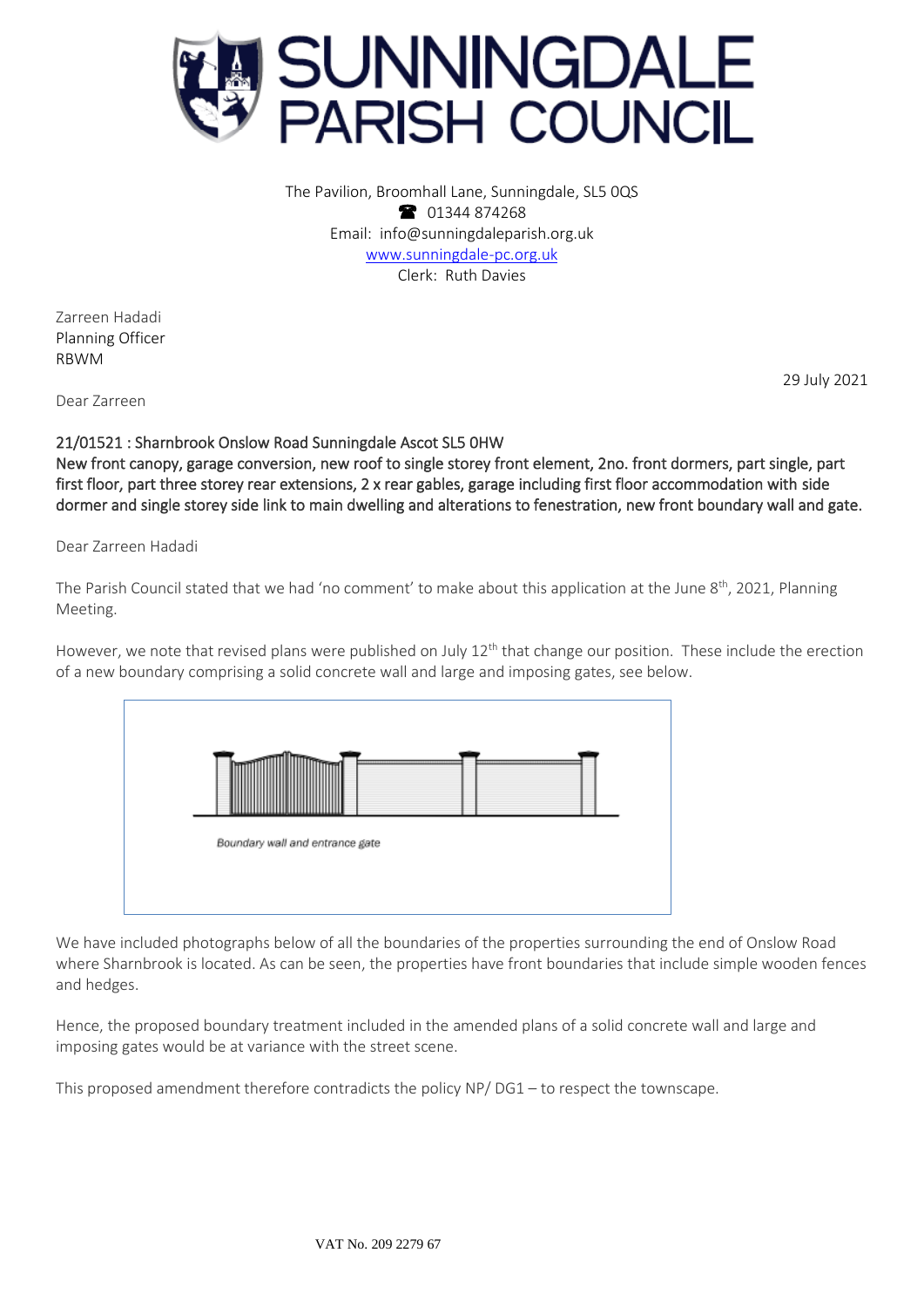# SUNNINGDALE PARISH COUNCIL

The Pavilion, Broomhall Lane, Sunningdale, SL5 0QS
☎ 01344 874268
Email: info@sunningdaleparish.org.uk
www.sunningdale-pc.org.uk
Clerk: Ruth Davies

Zarreen Hadadi
Planning Officer
RBWM

29 July 2021

Dear Zarreen

**21/01521 : Sharnbrook Onslow Road Sunningdale Ascot SL5 0HW**
**New front canopy, garage conversion, new roof to single storey front element, 2no. front dormers, part single, part first floor, part three storey rear extensions, 2 x rear gables, garage including first floor accommodation with side dormer and single storey side link to main dwelling and alterations to fenestration, new front boundary wall and gate.**

Dear Zarreen Hadadi

The Parish Council stated that we had 'no comment' to make about this application at the June 8th, 2021, Planning Meeting.

However, we note that revised plans were published on July 12th that change our position. These include the erection of a new boundary comprising a solid concrete wall and large and imposing gates, see below.

Boundary wall and entrance gate

We have included photographs below of all the boundaries of the properties surrounding the end of Onslow Road where Sharnbrook is located. As can be seen, the properties have front boundaries that include simple wooden fences and hedges.

Hence, the proposed boundary treatment included in the amended plans of a solid concrete wall and large and imposing gates would be at variance with the street scene.

This proposed amendment therefore contradicts the policy NP/ DG1 – to respect the townscape.

VAT No. 209 2279 67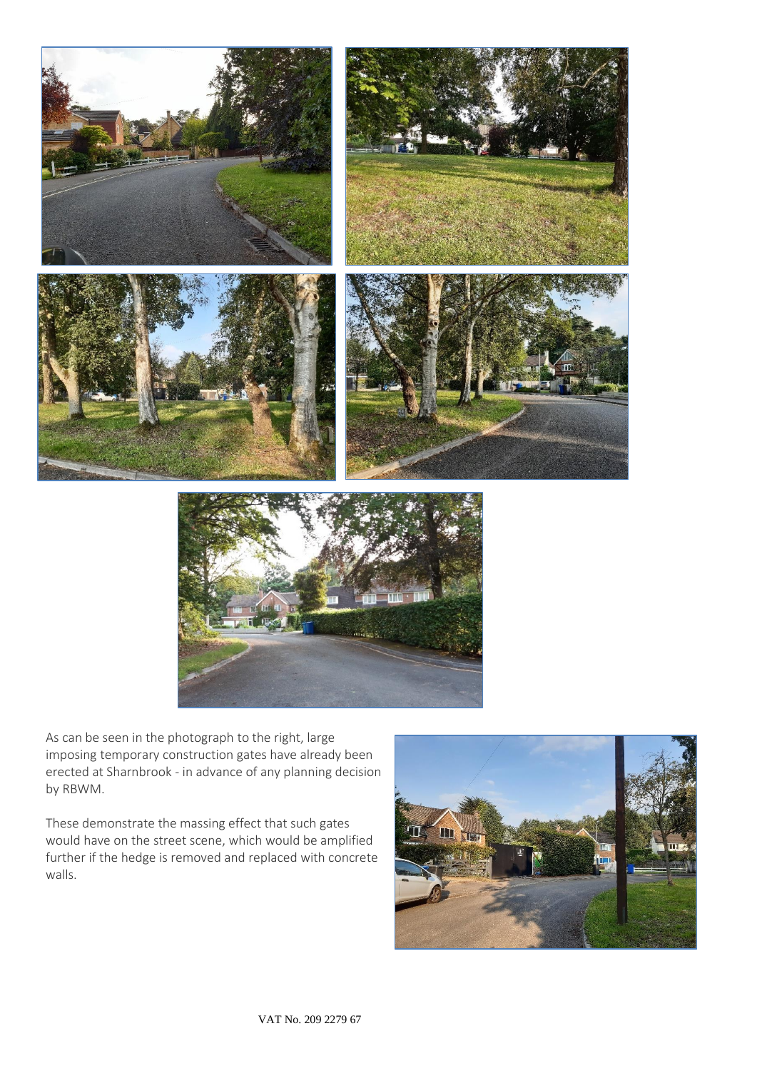As can be seen in the photograph to the right, large imposing temporary construction gates have already been erected at Sharnbrook - in advance of any planning decision by RBWM.

These demonstrate the massing effect that such gates would have on the street scene, which would be amplified further if the hedge is removed and replaced with concrete walls.

VAT No. 209 2279 67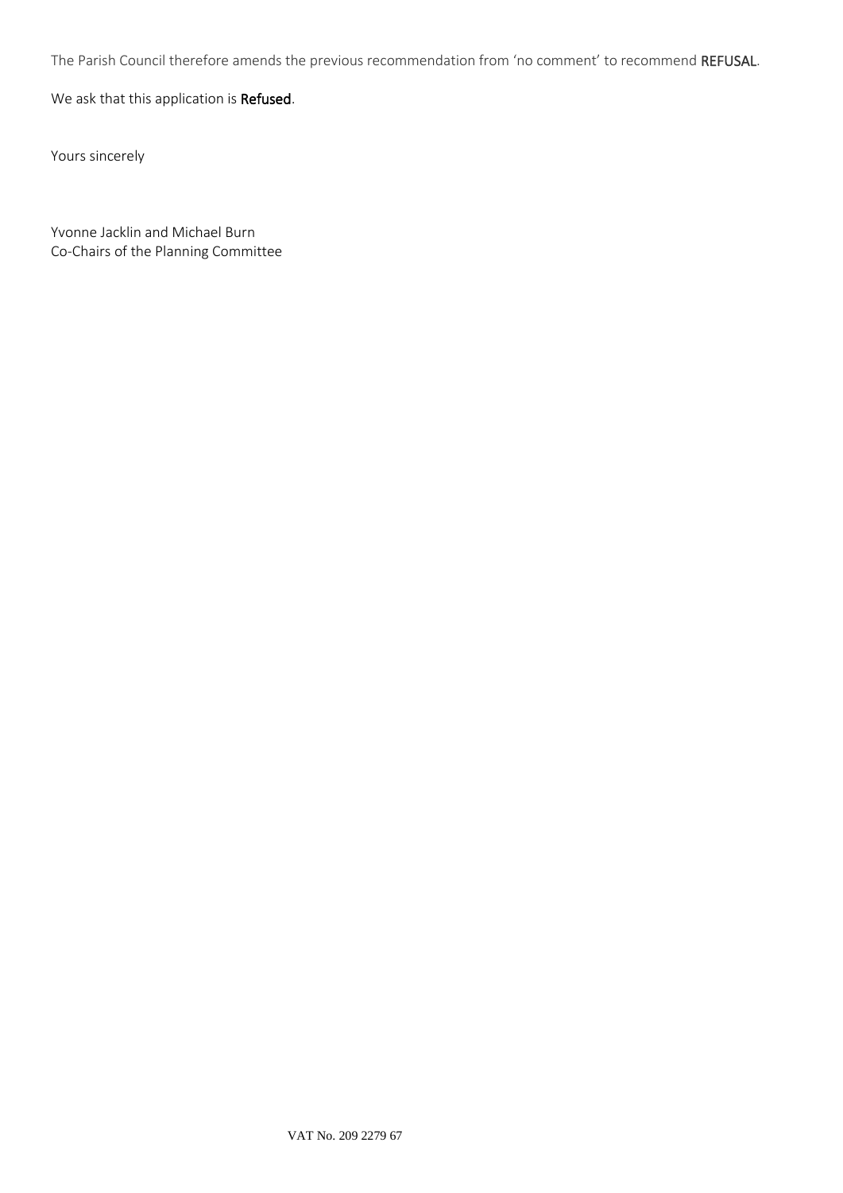The Parish Council therefore amends the previous recommendation from 'no comment' to recommend **REFUSAL**.

We ask that this application is **Refused**.

Yours sincerely

Yvonne Jacklin and Michael Burn
Co-Chairs of the Planning Committee

VAT No. 209 2279 67